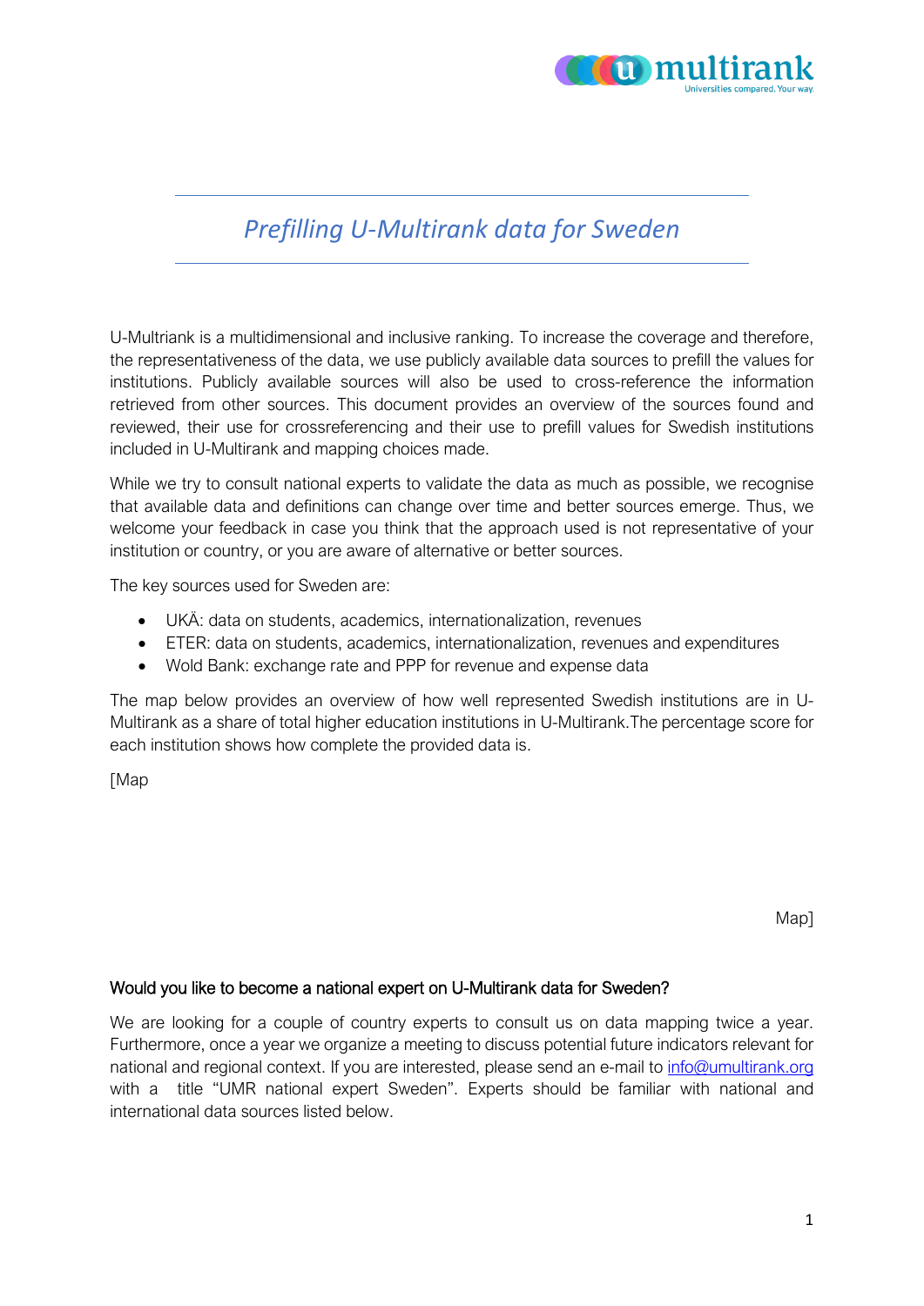# *Prefilling U-Multirank data for Sweden*

U-Multriank is a multidimensional and inclusive ranking. To increase the coverage and therefore, the representativeness of the data, we use publicly available data sources to prefill the values for institutions. Publicly available sources will also be used to cross-reference the information retrieved from other sources. This document provides an overview of the sources found and reviewed, their use for crossreferencing and their use to prefill values for Swedish institutions included in U-Multirank and mapping choices made.

While we try to consult national experts to validate the data as much as possible, we recognise that available data and definitions can change over time and better sources emerge. Thus, we welcome your feedback in case you think that the approach used is not representative of your institution or country, or you are aware of alternative or better sources.

The key sources used for Sweden are:

- UKÄ: data on students, academics, internationalization, revenues
- ETER: data on students, academics, internationalization, revenues and expenditures
- Wold Bank: exchange rate and PPP for revenue and expense data

The map below provides an overview of how well represented Swedish institutions are in U-Multirank as a share of total higher education institutions in U-Multirank.The percentage score for each institution shows how complete the provided data is.

[Map

Map]

### Would you like to become a national expert on U-Multirank data for Sweden?

We are looking for a couple of country experts to consult us on data mapping twice a year. Furthermore, once a year we organize a meeting to discuss potential future indicators relevant for national and regional context. If you are interested, please send an e-mail to info@umultirank.org with a title "UMR national expert Sweden". Experts should be familiar with national and international data sources listed below.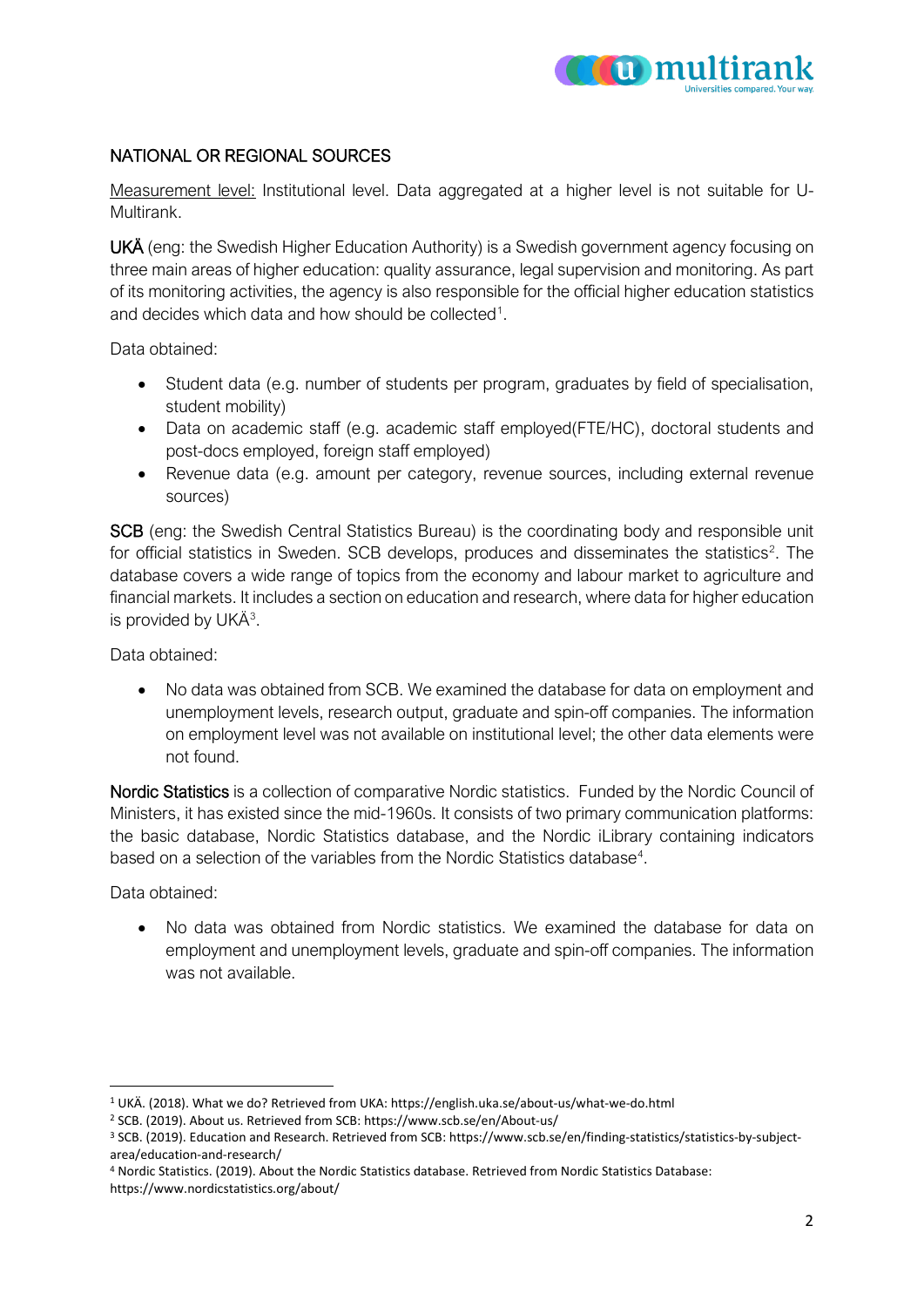## NATIONAL OR REGIONAL SOURCES

Measurement level: Institutional level. Data aggregated at a higher level is not suitable for U-Multirank.

UKÄ (eng: the Swedish Higher Education Authority) is a Swedish government agency focusing on three main areas of higher education: quality assurance, legal supervision and monitoring. As part of its monitoring activities, the agency is also responsible for the official higher education statistics and decides which data and how should be collected[1].

Data obtained:

- Student data (e.g. number of students per program, graduates by field of specialisation, student mobility)
- Data on academic staff (e.g. academic staff employed(FTE/HC), doctoral students and post-docs employed, foreign staff employed)
- Revenue data (e.g. amount per category, revenue sources, including external revenue sources)

SCB (eng: the Swedish Central Statistics Bureau) is the coordinating body and responsible unit for official statistics in Sweden. SCB develops, produces and disseminates the statistics[2]. The database covers a wide range of topics from the economy and labour market to agriculture and financial markets. It includes a section on education and research, where data for higher education is provided by UKÄ[3].

Data obtained:

- No data was obtained from SCB. We examined the database for data on employment and unemployment levels, research output, graduate and spin-off companies. The information on employment level was not available on institutional level; the other data elements were not found.

Nordic Statistics is a collection of comparative Nordic statistics. Funded by the Nordic Council of Ministers, it has existed since the mid-1960s. It consists of two primary communication platforms: the basic database, Nordic Statistics database, and the Nordic iLibrary containing indicators based on a selection of the variables from the Nordic Statistics database[4].

Data obtained:

- No data was obtained from Nordic statistics. We examined the database for data on employment and unemployment levels, graduate and spin-off companies. The information was not available.

---

[1] UKÄ. (2018). What we do? Retrieved from UKA: https://english.uka.se/about-us/what-we-do.html

[2] SCB. (2019). About us. Retrieved from SCB: https://www.scb.se/en/About-us/

[3] SCB. (2019). Education and Research. Retrieved from SCB: https://www.scb.se/en/finding-statistics/statistics-by-subject-area/education-and-research/

[4] Nordic Statistics. (2019). About the Nordic Statistics database. Retrieved from Nordic Statistics Database: https://www.nordicstatistics.org/about/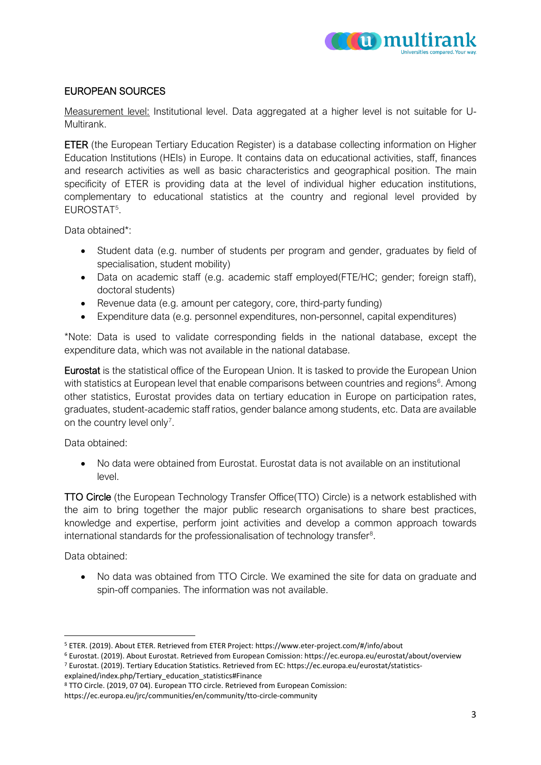## EUROPEAN SOURCES

Measurement level: Institutional level. Data aggregated at a higher level is not suitable for U-Multirank.

**ETER** (the European Tertiary Education Register) is a database collecting information on Higher Education Institutions (HEIs) in Europe. It contains data on educational activities, staff, finances and research activities as well as basic characteristics and geographical position. The main specificity of ETER is providing data at the level of individual higher education institutions, complementary to educational statistics at the country and regional level provided by EUROSTAT[5].

Data obtained*:

- Student data (e.g. number of students per program and gender, graduates by field of specialisation, student mobility)
- Data on academic staff (e.g. academic staff employed(FTE/HC; gender; foreign staff), doctoral students)
- Revenue data (e.g. amount per category, core, third-party funding)
- Expenditure data (e.g. personnel expenditures, non-personnel, capital expenditures)

*Note: Data is used to validate corresponding fields in the national database, except the expenditure data, which was not available in the national database.

**Eurostat** is the statistical office of the European Union. It is tasked to provide the European Union with statistics at European level that enable comparisons between countries and regions[6]. Among other statistics, Eurostat provides data on tertiary education in Europe on participation rates, graduates, student-academic staff ratios, gender balance among students, etc. Data are available on the country level only[7].

Data obtained:

- No data were obtained from Eurostat. Eurostat data is not available on an institutional level.

**TTO Circle** (the European Technology Transfer Office(TTO) Circle) is a network established with the aim to bring together the major public research organisations to share best practices, knowledge and expertise, perform joint activities and develop a common approach towards international standards for the professionalisation of technology transfer[8].

Data obtained:

- No data was obtained from TTO Circle. We examined the site for data on graduate and spin-off companies. The information was not available.

---

[5] ETER. (2019). About ETER. Retrieved from ETER Project: https://www.eter-project.com/#/info/about

[6] Eurostat. (2019). About Eurostat. Retrieved from European Comission: https://ec.europa.eu/eurostat/about/overview

[7] Eurostat. (2019). Tertiary Education Statistics. Retrieved from EC: https://ec.europa.eu/eurostat/statistics-explained/index.php/Tertiary_education_statistics#Finance

[8] TTO Circle. (2019, 07 04). European TTO circle. Retrieved from European Comission: https://ec.europa.eu/jrc/communities/en/community/tto-circle-community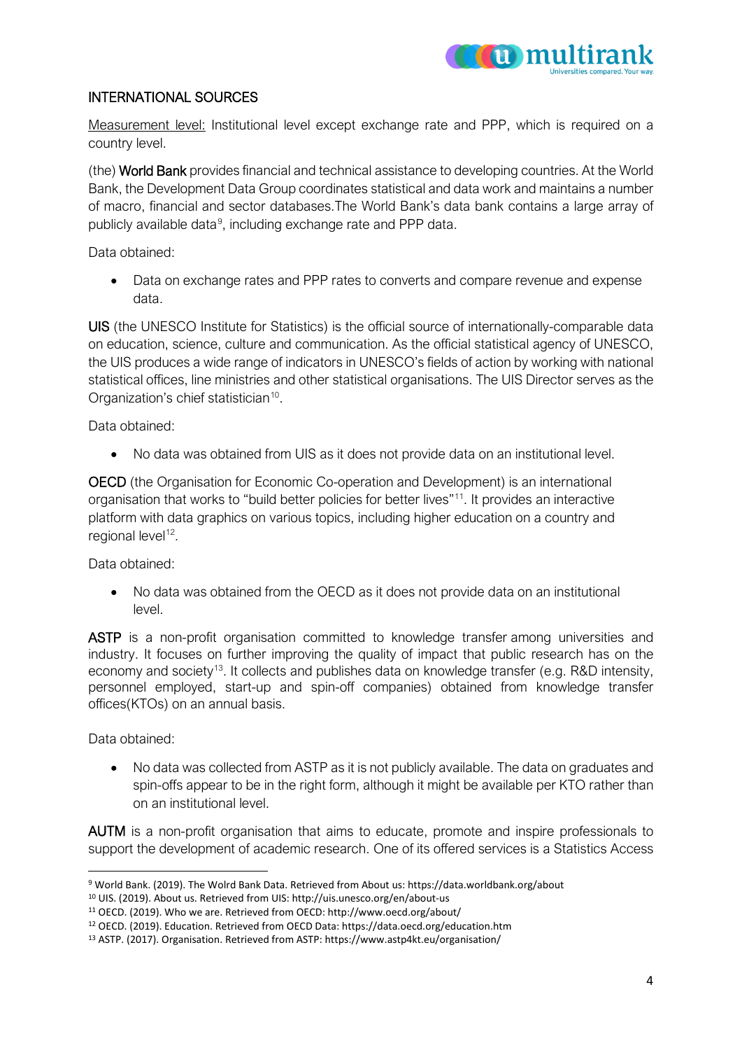## INTERNATIONAL SOURCES

Measurement level: Institutional level except exchange rate and PPP, which is required on a country level.

(the) **World Bank** provides financial and technical assistance to developing countries. At the World Bank, the Development Data Group coordinates statistical and data work and maintains a number of macro, financial and sector databases.The World Bank's data bank contains a large array of publicly available data[9], including exchange rate and PPP data.

Data obtained:

- Data on exchange rates and PPP rates to converts and compare revenue and expense data.

**UIS** (the UNESCO Institute for Statistics) is the official source of internationally-comparable data on education, science, culture and communication. As the official statistical agency of UNESCO, the UIS produces a wide range of indicators in UNESCO's fields of action by working with national statistical offices, line ministries and other statistical organisations. The UIS Director serves as the Organization's chief statistician[10].

Data obtained:

- No data was obtained from UIS as it does not provide data on an institutional level.

**OECD** (the Organisation for Economic Co-operation and Development) is an international organisation that works to "build better policies for better lives"[11]. It provides an interactive platform with data graphics on various topics, including higher education on a country and regional level[12].

Data obtained:

- No data was obtained from the OECD as it does not provide data on an institutional level.

**ASTP** is a non-profit organisation committed to knowledge transfer among universities and industry. It focuses on further improving the quality of impact that public research has on the economy and society[13]. It collects and publishes data on knowledge transfer (e.g. R&D intensity, personnel employed, start-up and spin-off companies) obtained from knowledge transfer offices(KTOs) on an annual basis.

Data obtained:

- No data was collected from ASTP as it is not publicly available. The data on graduates and spin-offs appear to be in the right form, although it might be available per KTO rather than on an institutional level.

**AUTM** is a non-profit organisation that aims to educate, promote and inspire professionals to support the development of academic research. One of its offered services is a Statistics Access

---

[9] World Bank. (2019). The Wolrd Bank Data. Retrieved from About us: https://data.worldbank.org/about

[10] UIS. (2019). About us. Retrieved from UIS: http://uis.unesco.org/en/about-us

[11] OECD. (2019). Who we are. Retrieved from OECD: http://www.oecd.org/about/

[12] OECD. (2019). Education. Retrieved from OECD Data: https://data.oecd.org/education.htm

[13] ASTP. (2017). Organisation. Retrieved from ASTP: https://www.astp4kt.eu/organisation/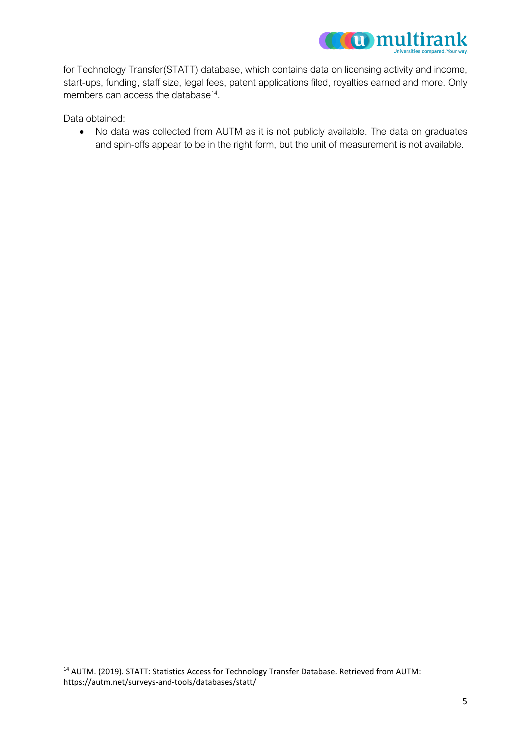for Technology Transfer(STATT) database, which contains data on licensing activity and income, start-ups, funding, staff size, legal fees, patent applications filed, royalties earned and more. Only members can access the database[14].

Data obtained:

- No data was collected from AUTM as it is not publicly available. The data on graduates and spin-offs appear to be in the right form, but the unit of measurement is not available.

[14] AUTM. (2019). STATT: Statistics Access for Technology Transfer Database. Retrieved from AUTM: https://autm.net/surveys-and-tools/databases/statt/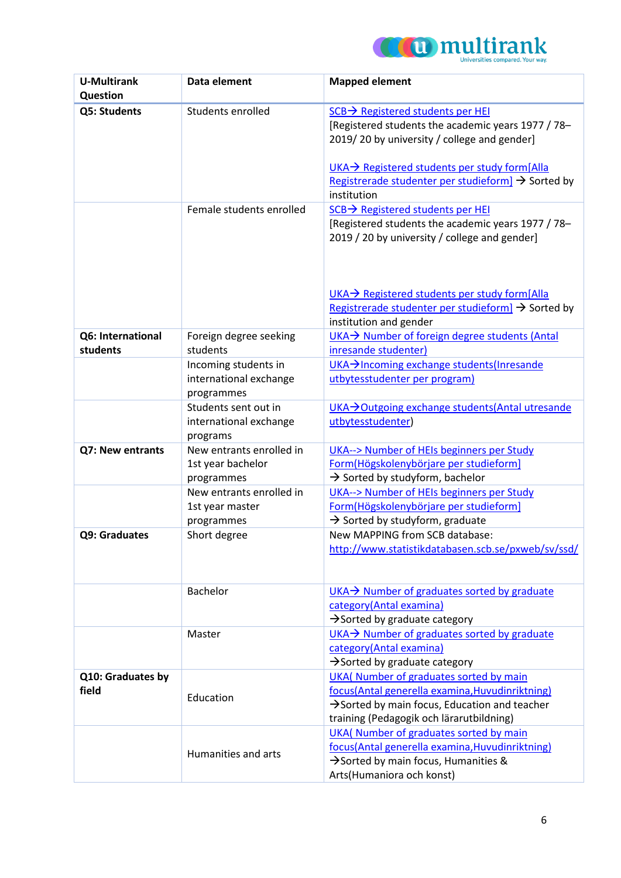| U-Multirank Question | Data element | Mapped element |
|---|---|---|
| **Q5: Students** | Students enrolled | SCB→ Registered students per HEI [Registered students the academic years 1977 / 78–2019/ 20 by university / college and gender] UKA→ Registered students per study form[Alla Registrerade studenter per studieform] → Sorted by institution |
| | Female students enrolled | SCB→ Registered students per HEI [Registered students the academic years 1977 / 78–2019 / 20 by university / college and gender] UKA→ Registered students per study form[Alla Registrerade studenter per studieform] → Sorted by institution and gender |
| **Q6: International students** | Foreign degree seeking students | UKA→ Number of foreign degree students (Antal inresande studenter) |
| | Incoming students in international exchange programmes | UKA→Incoming exchange students(Inresande utbytesstudenter per program) |
| | Students sent out in international exchange programs | UKA→Outgoing exchange students(Antal utresande utbytesstudenter) |
| **Q7: New entrants** | New entrants enrolled in 1st year bachelor programmes | UKA--> Number of HEIs beginners per Study Form(Högskolenybörjare per studieform] → Sorted by studyform, bachelor |
| | New entrants enrolled in 1st year master programmes | UKA--> Number of HEIs beginners per Study Form(Högskolenybörjare per studieform] → Sorted by studyform, graduate |
| **Q9: Graduates** | Short degree | New MAPPING from SCB database: http://www.statistikdatabasen.scb.se/pxweb/sv/ssd/ |
| | Bachelor | UKA→ Number of graduates sorted by graduate category(Antal examina) →Sorted by graduate category |
| | Master | UKA→ Number of graduates sorted by graduate category(Antal examina) →Sorted by graduate category |
| **Q10: Graduates by field** | Education | UKA( Number of graduates sorted by main focus(Antal generella examina,Huvudinriktning) →Sorted by main focus, Education and teacher training (Pedagogik och lärarutbildning) |
| | Humanities and arts | UKA( Number of graduates sorted by main focus(Antal generella examina,Huvudinriktning) →Sorted by main focus, Humanities & Arts(Humaniora och konst) |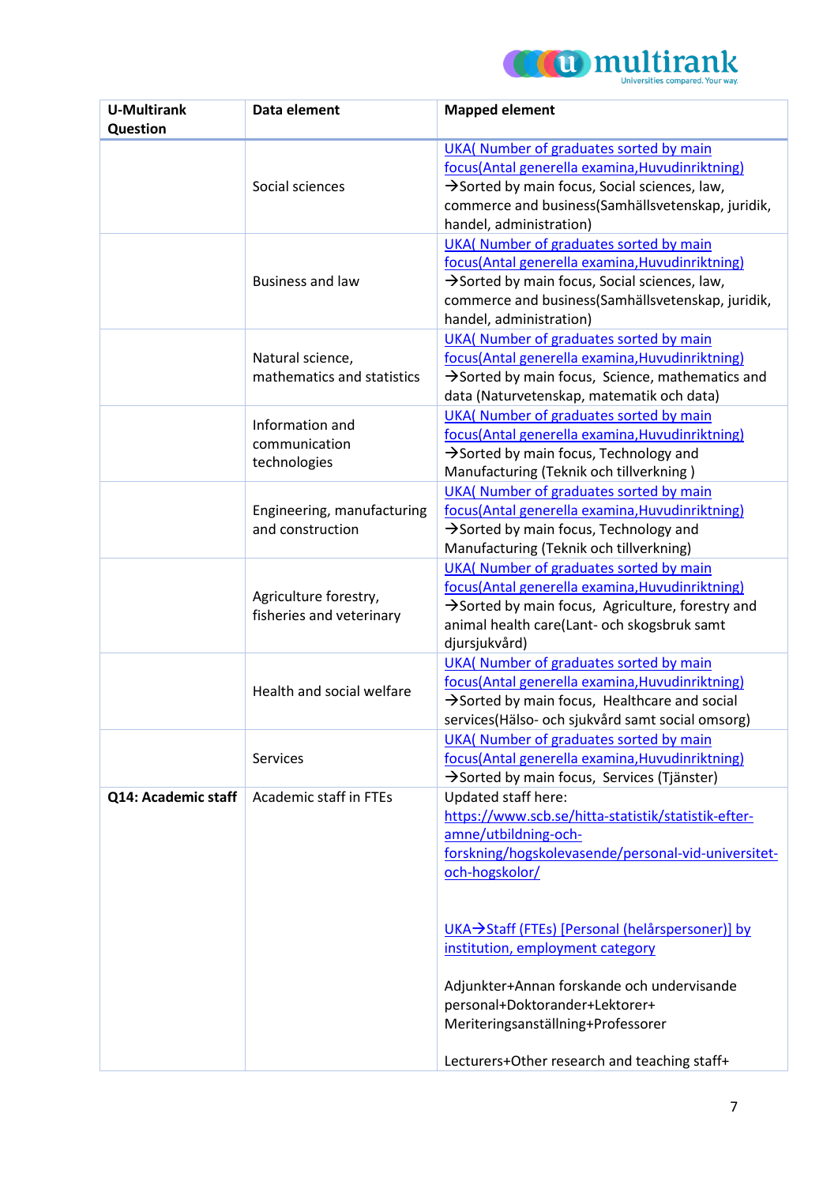| U-Multirank Question | Data element | Mapped element |
|---|---|---|
| | Social sciences | UKA( Number of graduates sorted by main focus(Antal generella examina,Huvudinriktning) →Sorted by main focus, Social sciences, law, commerce and business(Samhällsvetenskap, juridik, handel, administration) |
| | Business and law | UKA( Number of graduates sorted by main focus(Antal generella examina,Huvudinriktning) →Sorted by main focus, Social sciences, law, commerce and business(Samhällsvetenskap, juridik, handel, administration) |
| | Natural science, mathematics and statistics | UKA( Number of graduates sorted by main focus(Antal generella examina,Huvudinriktning) →Sorted by main focus, Science, mathematics and data (Naturvetenskap, matematik och data) |
| | Information and communication technologies | UKA( Number of graduates sorted by main focus(Antal generella examina,Huvudinriktning) →Sorted by main focus, Technology and Manufacturing (Teknik och tillverkning ) |
| | Engineering, manufacturing and construction | UKA( Number of graduates sorted by main focus(Antal generella examina,Huvudinriktning) →Sorted by main focus, Technology and Manufacturing (Teknik och tillverkning) |
| | Agriculture forestry, fisheries and veterinary | UKA( Number of graduates sorted by main focus(Antal generella examina,Huvudinriktning) →Sorted by main focus, Agriculture, forestry and animal health care(Lant- och skogsbruk samt djursjukvård) |
| | Health and social welfare | UKA( Number of graduates sorted by main focus(Antal generella examina,Huvudinriktning) →Sorted by main focus, Healthcare and social services(Hälso- och sjukvård samt social omsorg) |
| | Services | UKA( Number of graduates sorted by main focus(Antal generella examina,Huvudinriktning) →Sorted by main focus, Services (Tjänster) |
| **Q14: Academic staff** | Academic staff in FTEs | Updated staff here: https://www.scb.se/hitta-statistik/statistik-efter-amne/utbildning-och-forskning/hogskolevasende/personal-vid-universitet-och-hogskolor/ <br><br> UKA→Staff (FTEs) [Personal (helårspersoner)] by institution, employment category <br><br> Adjunkter+Annan forskande och undervisande personal+Doktorander+Lektorer+ Meriteringsanställning+Professorer <br><br> Lecturers+Other research and teaching staff+ |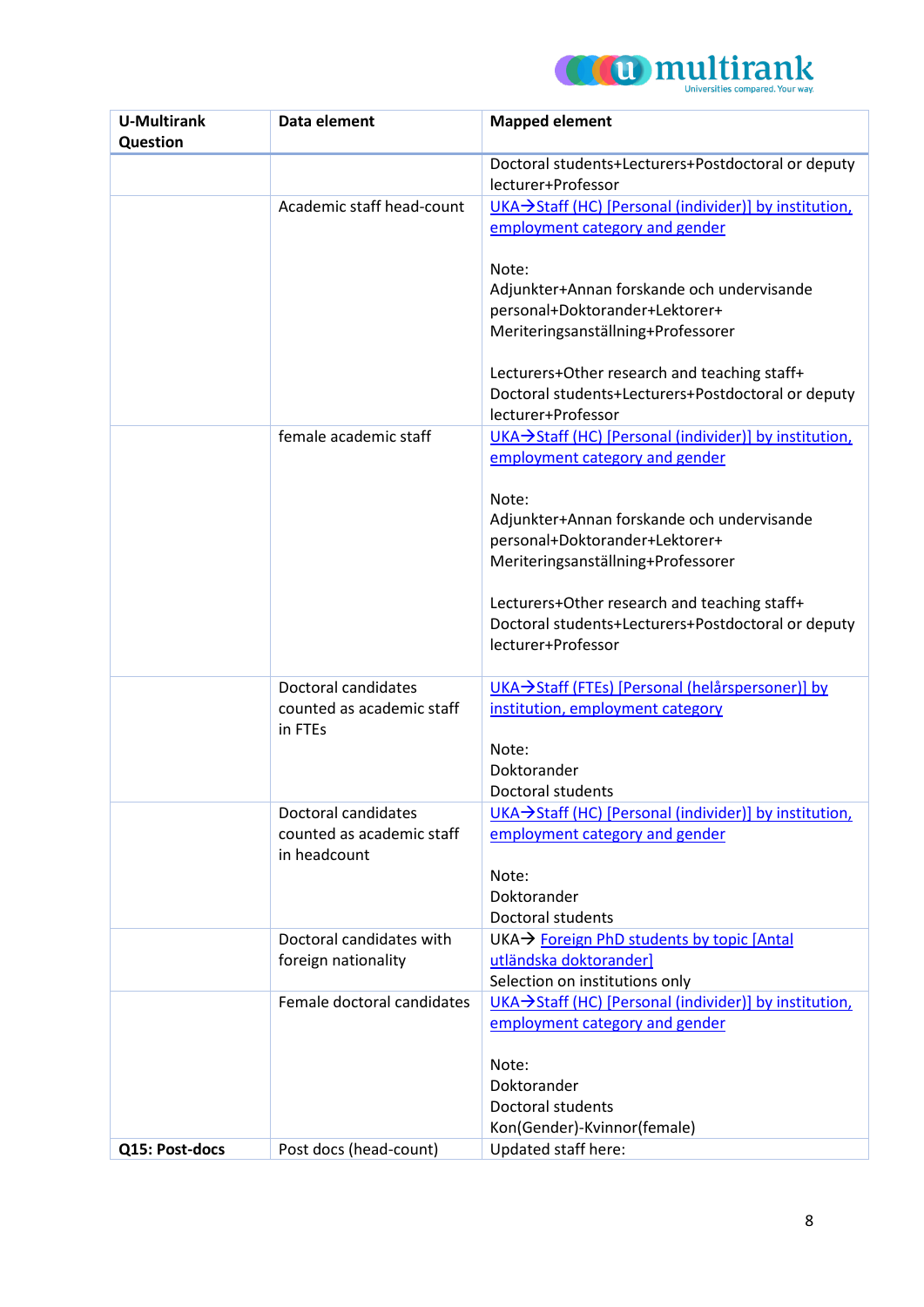| U-Multirank Question | Data element | Mapped element |
|---|---|---|
| | | Doctoral students+Lecturers+Postdoctoral or deputy lecturer+Professor |
| | Academic staff head-count | UKA→Staff (HC) [Personal (individer)] by institution, employment category and gender<br><br>Note:<br>Adjunkter+Annan forskande och undervisande personal+Doktorander+Lektorer+ Meriteringsanställning+Professorer<br><br>Lecturers+Other research and teaching staff+ Doctoral students+Lecturers+Postdoctoral or deputy lecturer+Professor |
| | female academic staff | UKA→Staff (HC) [Personal (individer)] by institution, employment category and gender<br><br>Note:<br>Adjunkter+Annan forskande och undervisande personal+Doktorander+Lektorer+ Meriteringsanställning+Professorer<br><br>Lecturers+Other research and teaching staff+ Doctoral students+Lecturers+Postdoctoral or deputy lecturer+Professor |
| | Doctoral candidates counted as academic staff in FTEs | UKA→Staff (FTEs) [Personal (helårspersoner)] by institution, employment category<br><br>Note:<br>Doktorander<br>Doctoral students |
| | Doctoral candidates counted as academic staff in headcount | UKA→Staff (HC) [Personal (individer)] by institution, employment category and gender<br><br>Note:<br>Doktorander<br>Doctoral students |
| | Doctoral candidates with foreign nationality | UKA→ Foreign PhD students by topic [Antal utländska doktorander]<br>Selection on institutions only |
| | Female doctoral candidates | UKA→Staff (HC) [Personal (individer)] by institution, employment category and gender<br><br>Note:<br>Doktorander<br>Doctoral students<br>Kon(Gender)-Kvinnor(female) |
| **Q15: Post-docs** | Post docs (head-count) | Updated staff here: |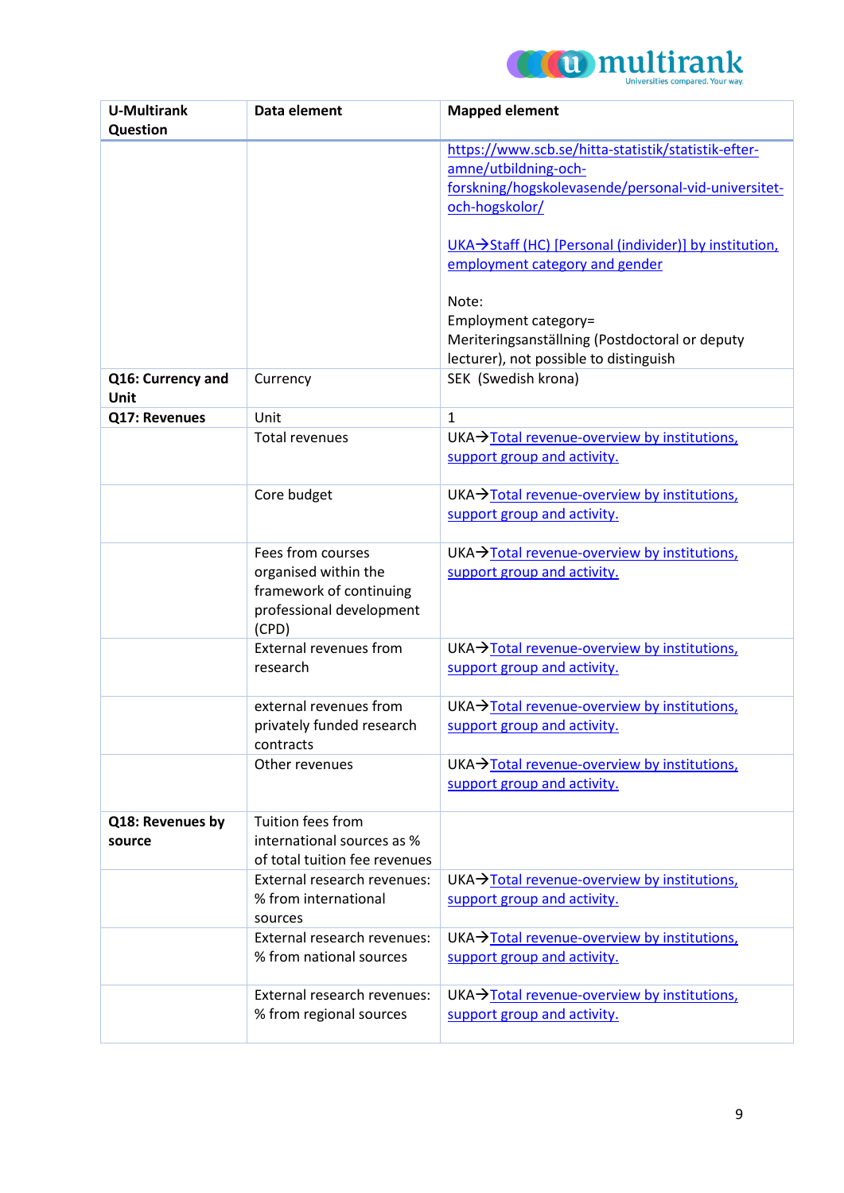| U-Multirank Question | Data element | Mapped element |
|---|---|---|
| | | https://www.scb.se/hitta-statistik/statistik-efter-amne/utbildning-och-forskning/hogskolevasende/personal-vid-universitet-och-hogskolor/<br><br>UKA→Staff (HC) [Personal (individer)] by institution, employment category and gender<br><br>Note:<br>Employment category= Meriteringsanställning (Postdoctoral or deputy lecturer), not possible to distinguish |
| **Q16: Currency and Unit** | Currency | SEK (Swedish krona) |
| **Q17: Revenues** | Unit | 1 |
| | Total revenues | UKA→Total revenue-overview by institutions, support group and activity. |
| | Core budget | UKA→Total revenue-overview by institutions, support group and activity. |
| | Fees from courses organised within the framework of continuing professional development (CPD) | UKA→Total revenue-overview by institutions, support group and activity. |
| | External revenues from research | UKA→Total revenue-overview by institutions, support group and activity. |
| | external revenues from privately funded research contracts | UKA→Total revenue-overview by institutions, support group and activity. |
| | Other revenues | UKA→Total revenue-overview by institutions, support group and activity. |
| **Q18: Revenues by source** | Tuition fees from international sources as % of total tuition fee revenues | |
| | External research revenues: % from international sources | UKA→Total revenue-overview by institutions, support group and activity. |
| | External research revenues: % from national sources | UKA→Total revenue-overview by institutions, support group and activity. |
| | External research revenues: % from regional sources | UKA→Total revenue-overview by institutions, support group and activity. |